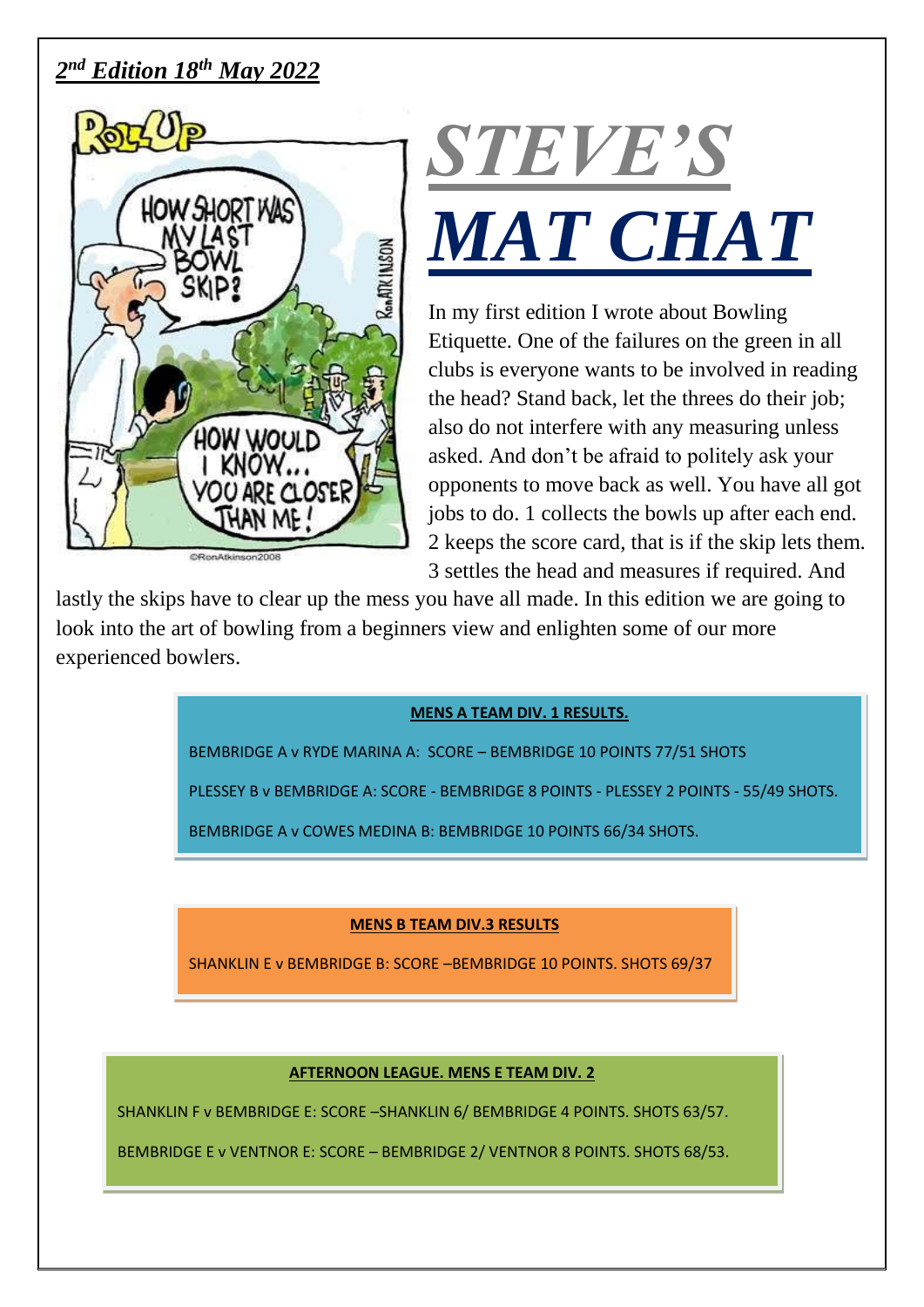***2nd Edition 18th May 2022***

# *STEVE'S MAT CHAT*

In my first edition I wrote about Bowling Etiquette. One of the failures on the green in all clubs is everyone wants to be involved in reading the head? Stand back, let the threes do their job; also do not interfere with any measuring unless asked. And don't be afraid to politely ask your opponents to move back as well. You have all got jobs to do. 1 collects the bowls up after each end. 2 keeps the score card, that is if the skip lets them. 3 settles the head and measures if required. And lastly the skips have to clear up the mess you have all made. In this edition we are going to look into the art of bowling from a beginners view and enlighten some of our more experienced bowlers.

**MENS A TEAM DIV. 1 RESULTS.**

BEMBRIDGE A v RYDE MARINA A: SCORE – BEMBRIDGE 10 POINTS 77/51 SHOTS

PLESSEY B v BEMBRIDGE A: SCORE - BEMBRIDGE 8 POINTS - PLESSEY 2 POINTS - 55/49 SHOTS.

BEMBRIDGE A v COWES MEDINA B: BEMBRIDGE 10 POINTS 66/34 SHOTS.

**MENS B TEAM DIV.3 RESULTS**

SHANKLIN E v BEMBRIDGE B: SCORE –BEMBRIDGE 10 POINTS. SHOTS 69/37

**AFTERNOON LEAGUE. MENS E TEAM DIV. 2**

SHANKLIN F v BEMBRIDGE E: SCORE –SHANKLIN 6/ BEMBRIDGE 4 POINTS. SHOTS 63/57.

BEMBRIDGE E v VENTNOR E: SCORE – BEMBRIDGE 2/ VENTNOR 8 POINTS. SHOTS 68/53.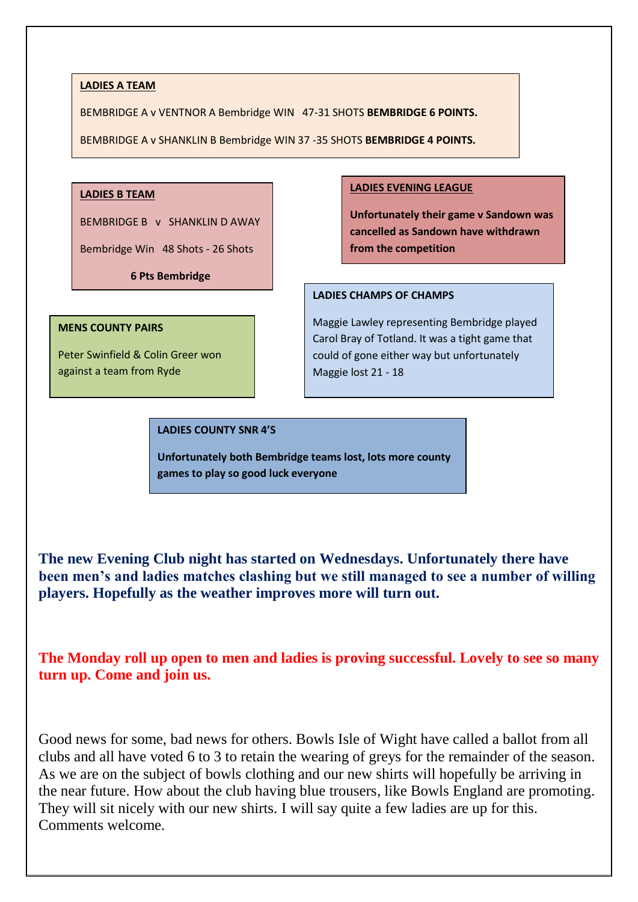**LADIES A TEAM**

BEMBRIDGE A v VENTNOR A Bembridge WIN 47-31 SHOTS **BEMBRIDGE 6 POINTS.**

BEMBRIDGE A v SHANKLIN B Bembridge WIN 37 -35 SHOTS **BEMBRIDGE 4 POINTS.**

**LADIES B TEAM**

BEMBRIDGE B v SHANKLIN D AWAY

Bembridge Win 48 Shots - 26 Shots

**6 Pts Bembridge**

**LADIES EVENING LEAGUE**

**Unfortunately their game v Sandown was cancelled as Sandown have withdrawn from the competition**

**LADIES CHAMPS OF CHAMPS**

Maggie Lawley representing Bembridge played Carol Bray of Totland. It was a tight game that could of gone either way but unfortunately Maggie lost 21 - 18

**MENS COUNTY PAIRS**

Peter Swinfield & Colin Greer won against a team from Ryde

**LADIES COUNTY SNR 4'S**

**Unfortunately both Bembridge teams lost, lots more county games to play so good luck everyone**

**The new Evening Club night has started on Wednesdays. Unfortunately there have been men's and ladies matches clashing but we still managed to see a number of willing players. Hopefully as the weather improves more will turn out.**

**The Monday roll up open to men and ladies is proving successful. Lovely to see so many turn up. Come and join us.**

Good news for some, bad news for others. Bowls Isle of Wight have called a ballot from all clubs and all have voted 6 to 3 to retain the wearing of greys for the remainder of the season. As we are on the subject of bowls clothing and our new shirts will hopefully be arriving in the near future. How about the club having blue trousers, like Bowls England are promoting. They will sit nicely with our new shirts. I will say quite a few ladies are up for this. Comments welcome.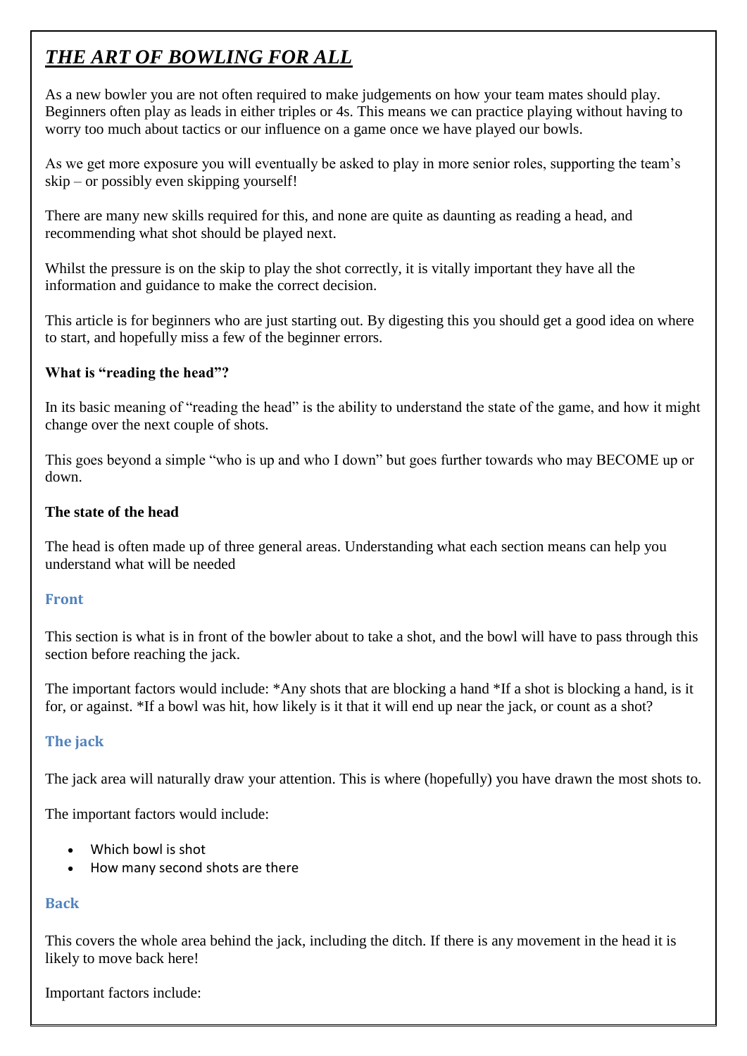# *THE ART OF BOWLING FOR ALL*

As a new bowler you are not often required to make judgements on how your team mates should play. Beginners often play as leads in either triples or 4s. This means we can practice playing without having to worry too much about tactics or our influence on a game once we have played our bowls.

As we get more exposure you will eventually be asked to play in more senior roles, supporting the team's skip – or possibly even skipping yourself!

There are many new skills required for this, and none are quite as daunting as reading a head, and recommending what shot should be played next.

Whilst the pressure is on the skip to play the shot correctly, it is vitally important they have all the information and guidance to make the correct decision.

This article is for beginners who are just starting out. By digesting this you should get a good idea on where to start, and hopefully miss a few of the beginner errors.

**What is "reading the head"?**

In its basic meaning of "reading the head" is the ability to understand the state of the game, and how it might change over the next couple of shots.

This goes beyond a simple "who is up and who I down" but goes further towards who may BECOME up or down.

**The state of the head**

The head is often made up of three general areas. Understanding what each section means can help you understand what will be needed

### Front

This section is what is in front of the bowler about to take a shot, and the bowl will have to pass through this section before reaching the jack.

The important factors would include: *Any shots that are blocking a hand *If a shot is blocking a hand, is it for, or against. *If a bowl was hit, how likely is it that it will end up near the jack, or count as a shot?

### The jack

The jack area will naturally draw your attention. This is where (hopefully) you have drawn the most shots to.

The important factors would include:

- Which bowl is shot
- How many second shots are there

### Back

This covers the whole area behind the jack, including the ditch. If there is any movement in the head it is likely to move back here!

Important factors include: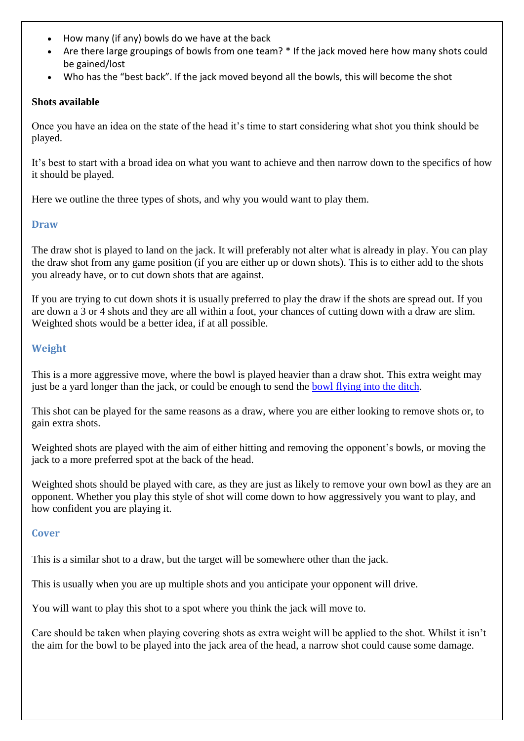- How many (if any) bowls do we have at the back
- Are there large groupings of bowls from one team? * If the jack moved here how many shots could be gained/lost
- Who has the "best back". If the jack moved beyond all the bowls, this will become the shot

**Shots available**

Once you have an idea on the state of the head it's time to start considering what shot you think should be played.

It's best to start with a broad idea on what you want to achieve and then narrow down to the specifics of how it should be played.

Here we outline the three types of shots, and why you would want to play them.

### Draw

The draw shot is played to land on the jack. It will preferably not alter what is already in play. You can play the draw shot from any game position (if you are either up or down shots). This is to either add to the shots you already have, or to cut down shots that are against.

If you are trying to cut down shots it is usually preferred to play the draw if the shots are spread out. If you are down a 3 or 4 shots and they are all within a foot, your chances of cutting down with a draw are slim. Weighted shots would be a better idea, if at all possible.

### Weight

This is a more aggressive move, where the bowl is played heavier than a draw shot. This extra weight may just be a yard longer than the jack, or could be enough to send the [bowl flying into the ditch]().

This shot can be played for the same reasons as a draw, where you are either looking to remove shots or, to gain extra shots.

Weighted shots are played with the aim of either hitting and removing the opponent's bowls, or moving the jack to a more preferred spot at the back of the head.

Weighted shots should be played with care, as they are just as likely to remove your own bowl as they are an opponent. Whether you play this style of shot will come down to how aggressively you want to play, and how confident you are playing it.

### Cover

This is a similar shot to a draw, but the target will be somewhere other than the jack.

This is usually when you are up multiple shots and you anticipate your opponent will drive.

You will want to play this shot to a spot where you think the jack will move to.

Care should be taken when playing covering shots as extra weight will be applied to the shot. Whilst it isn't the aim for the bowl to be played into the jack area of the head, a narrow shot could cause some damage.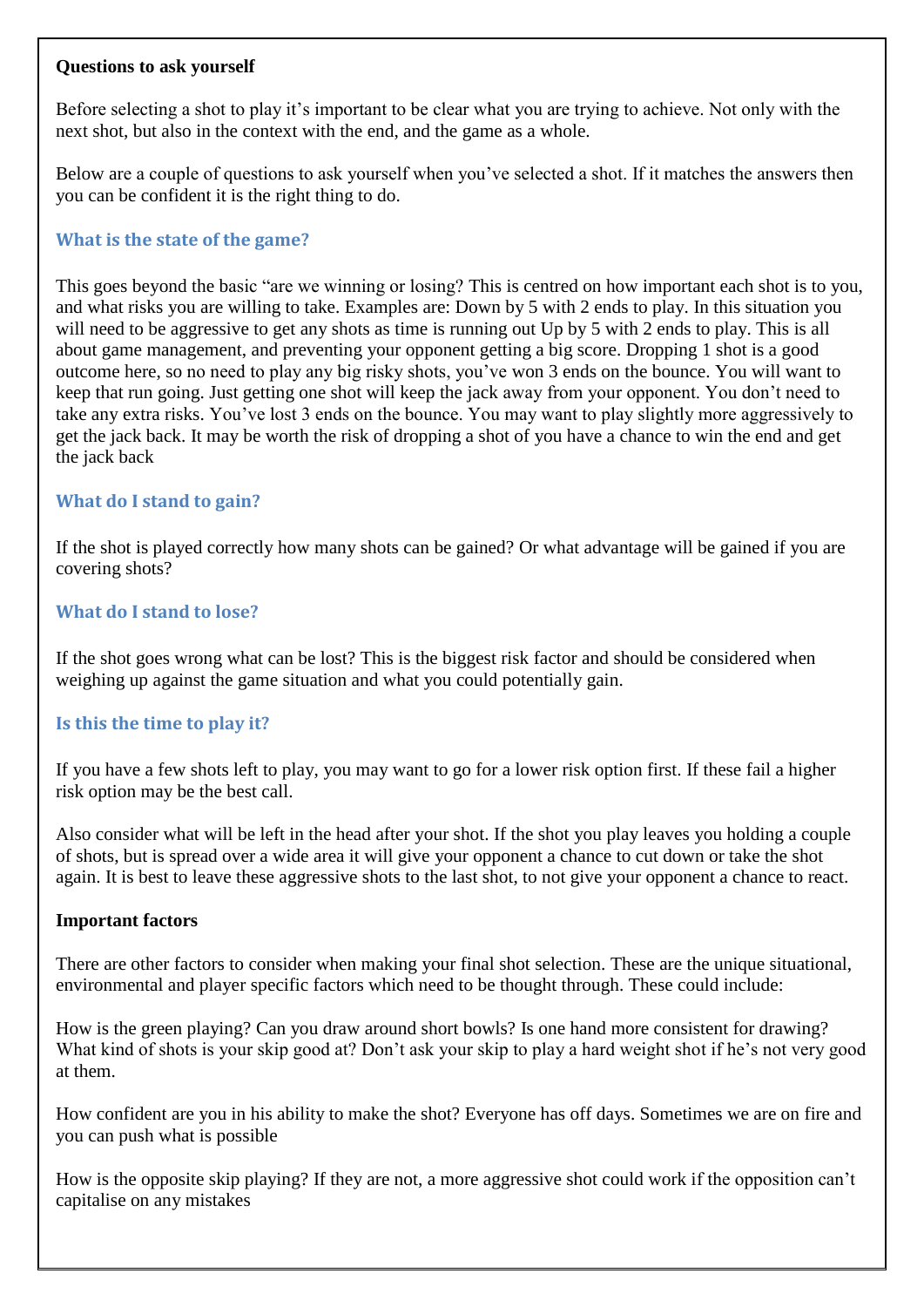**Questions to ask yourself**

Before selecting a shot to play it's important to be clear what you are trying to achieve. Not only with the next shot, but also in the context with the end, and the game as a whole.

Below are a couple of questions to ask yourself when you've selected a shot. If it matches the answers then you can be confident it is the right thing to do.

### What is the state of the game?

This goes beyond the basic "are we winning or losing? This is centred on how important each shot is to you, and what risks you are willing to take. Examples are: Down by 5 with 2 ends to play. In this situation you will need to be aggressive to get any shots as time is running out Up by 5 with 2 ends to play. This is all about game management, and preventing your opponent getting a big score. Dropping 1 shot is a good outcome here, so no need to play any big risky shots, you've won 3 ends on the bounce. You will want to keep that run going. Just getting one shot will keep the jack away from your opponent. You don't need to take any extra risks. You've lost 3 ends on the bounce. You may want to play slightly more aggressively to get the jack back. It may be worth the risk of dropping a shot of you have a chance to win the end and get the jack back

### What do I stand to gain?

If the shot is played correctly how many shots can be gained? Or what advantage will be gained if you are covering shots?

### What do I stand to lose?

If the shot goes wrong what can be lost? This is the biggest risk factor and should be considered when weighing up against the game situation and what you could potentially gain.

### Is this the time to play it?

If you have a few shots left to play, you may want to go for a lower risk option first. If these fail a higher risk option may be the best call.

Also consider what will be left in the head after your shot. If the shot you play leaves you holding a couple of shots, but is spread over a wide area it will give your opponent a chance to cut down or take the shot again. It is best to leave these aggressive shots to the last shot, to not give your opponent a chance to react.

**Important factors**

There are other factors to consider when making your final shot selection. These are the unique situational, environmental and player specific factors which need to be thought through. These could include:

How is the green playing? Can you draw around short bowls? Is one hand more consistent for drawing? What kind of shots is your skip good at? Don't ask your skip to play a hard weight shot if he's not very good at them.

How confident are you in his ability to make the shot? Everyone has off days. Sometimes we are on fire and you can push what is possible

How is the opposite skip playing? If they are not, a more aggressive shot could work if the opposition can't capitalise on any mistakes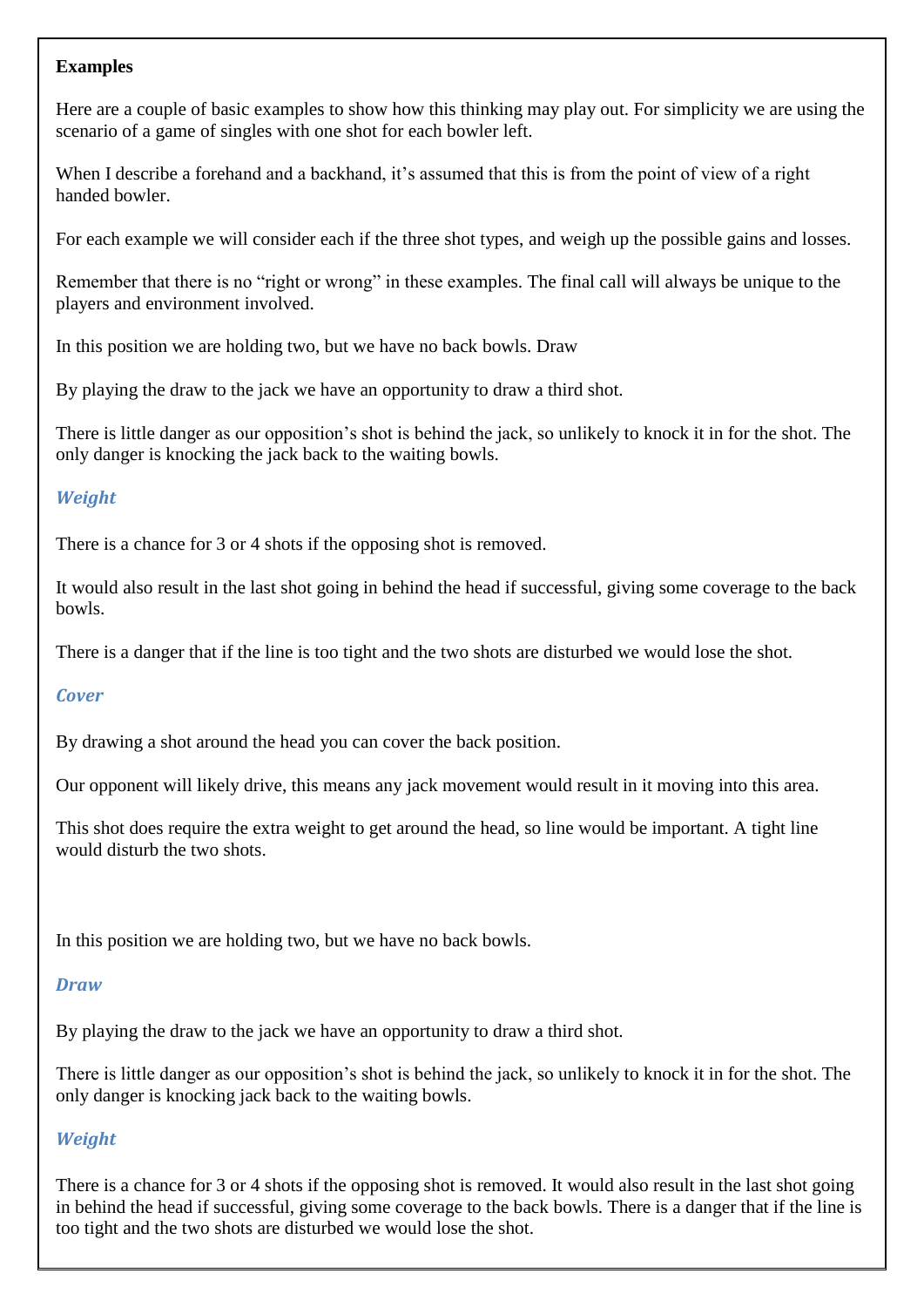**Examples**

Here are a couple of basic examples to show how this thinking may play out. For simplicity we are using the scenario of a game of singles with one shot for each bowler left.

When I describe a forehand and a backhand, it's assumed that this is from the point of view of a right handed bowler.

For each example we will consider each if the three shot types, and weigh up the possible gains and losses.

Remember that there is no "right or wrong" in these examples. The final call will always be unique to the players and environment involved.

In this position we are holding two, but we have no back bowls. Draw

By playing the draw to the jack we have an opportunity to draw a third shot.

There is little danger as our opposition's shot is behind the jack, so unlikely to knock it in for the shot. The only danger is knocking the jack back to the waiting bowls.

***Weight***

There is a chance for 3 or 4 shots if the opposing shot is removed.

It would also result in the last shot going in behind the head if successful, giving some coverage to the back bowls.

There is a danger that if the line is too tight and the two shots are disturbed we would lose the shot.

***Cover***

By drawing a shot around the head you can cover the back position.

Our opponent will likely drive, this means any jack movement would result in it moving into this area.

This shot does require the extra weight to get around the head, so line would be important. A tight line would disturb the two shots.

In this position we are holding two, but we have no back bowls.

***Draw***

By playing the draw to the jack we have an opportunity to draw a third shot.

There is little danger as our opposition's shot is behind the jack, so unlikely to knock it in for the shot. The only danger is knocking jack back to the waiting bowls.

***Weight***

There is a chance for 3 or 4 shots if the opposing shot is removed. It would also result in the last shot going in behind the head if successful, giving some coverage to the back bowls. There is a danger that if the line is too tight and the two shots are disturbed we would lose the shot.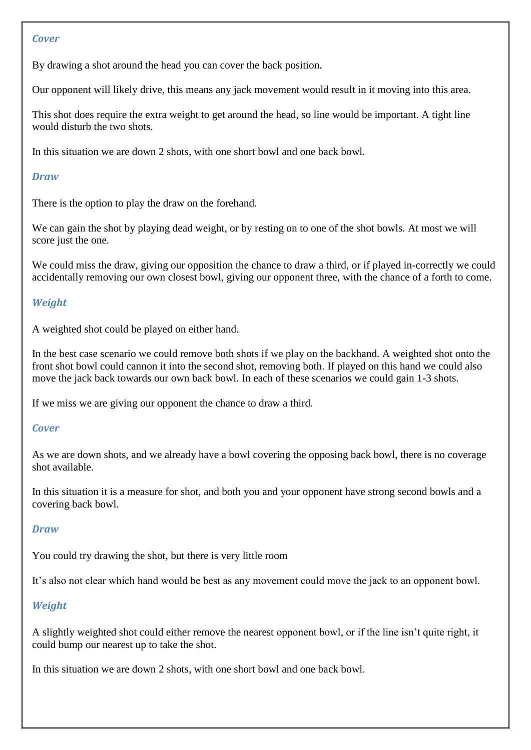### *Cover*

By drawing a shot around the head you can cover the back position.

Our opponent will likely drive, this means any jack movement would result in it moving into this area.

This shot does require the extra weight to get around the head, so line would be important. A tight line would disturb the two shots.

In this situation we are down 2 shots, with one short bowl and one back bowl.

### *Draw*

There is the option to play the draw on the forehand.

We can gain the shot by playing dead weight, or by resting on to one of the shot bowls. At most we will score just the one.

We could miss the draw, giving our opposition the chance to draw a third, or if played in-correctly we could accidentally removing our own closest bowl, giving our opponent three, with the chance of a forth to come.

### *Weight*

A weighted shot could be played on either hand.

In the best case scenario we could remove both shots if we play on the backhand. A weighted shot onto the front shot bowl could cannon it into the second shot, removing both. If played on this hand we could also move the jack back towards our own back bowl. In each of these scenarios we could gain 1-3 shots.

If we miss we are giving our opponent the chance to draw a third.

### *Cover*

As we are down shots, and we already have a bowl covering the opposing back bowl, there is no coverage shot available.

In this situation it is a measure for shot, and both you and your opponent have strong second bowls and a covering back bowl.

### *Draw*

You could try drawing the shot, but there is very little room

It's also not clear which hand would be best as any movement could move the jack to an opponent bowl.

### *Weight*

A slightly weighted shot could either remove the nearest opponent bowl, or if the line isn't quite right, it could bump our nearest up to take the shot.

In this situation we are down 2 shots, with one short bowl and one back bowl.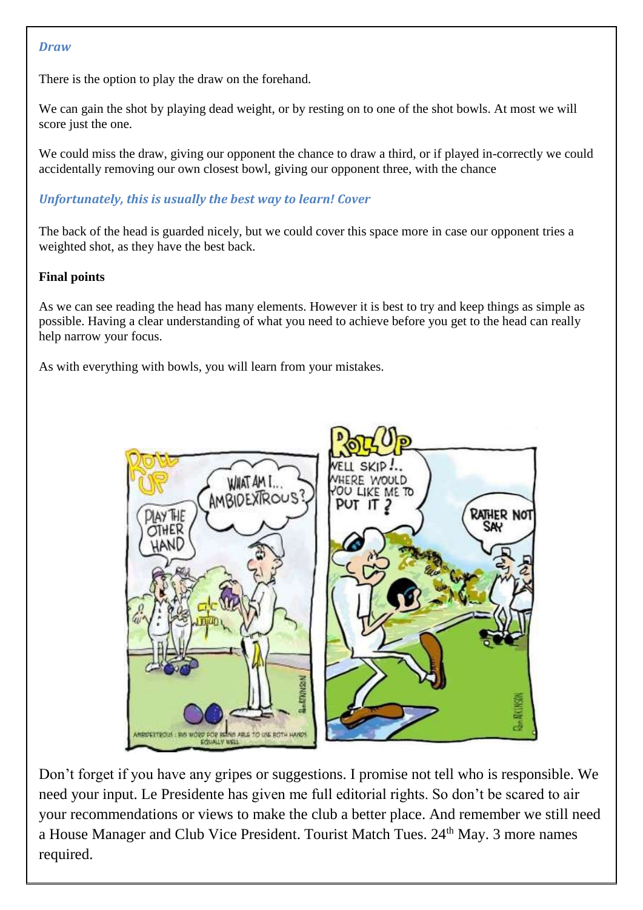### *Draw*

There is the option to play the draw on the forehand.

We can gain the shot by playing dead weight, or by resting on to one of the shot bowls. At most we will score just the one.

We could miss the draw, giving our opponent the chance to draw a third, or if played in-correctly we could accidentally removing our own closest bowl, giving our opponent three, with the chance

### *Unfortunately, this is usually the best way to learn! Cover*

The back of the head is guarded nicely, but we could cover this space more in case our opponent tries a weighted shot, as they have the best back.

**Final points**

As we can see reading the head has many elements. However it is best to try and keep things as simple as possible. Having a clear understanding of what you need to achieve before you get to the head can really help narrow your focus.

As with everything with bowls, you will learn from your mistakes.

Don't forget if you have any gripes or suggestions. I promise not tell who is responsible. We need your input. Le Presidente has given me full editorial rights. So don't be scared to air your recommendations or views to make the club a better place. And remember we still need a House Manager and Club Vice President. Tourist Match Tues. 24th May. 3 more names required.